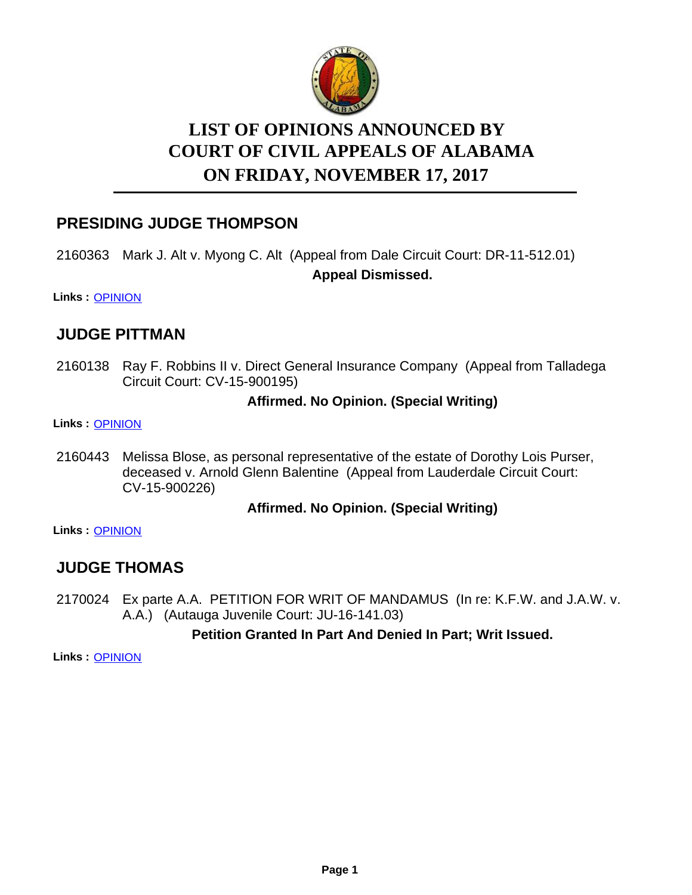# LIST OF OPINIONS ANNOUNCED BY COURT OF CIVIL APPEALS OF ALABAMA ON FRIDAY, NOVEMBER 17, 2017

## PRESIDING JUDGE THOMPSON

2160363 Mark J. Alt v. Myong C. Alt (Appeal from Dale Circuit Court: DR-11-512.01)

**Appeal Dismissed.**

**Links :** OPINION

## JUDGE PITTMAN

2160138 Ray F. Robbins II v. Direct General Insurance Company (Appeal from Talladega Circuit Court: CV-15-900195)

**Affirmed. No Opinion. (Special Writing)**

**Links :** OPINION

2160443 Melissa Blose, as personal representative of the estate of Dorothy Lois Purser, deceased v. Arnold Glenn Balentine (Appeal from Lauderdale Circuit Court: CV-15-900226)

**Affirmed. No Opinion. (Special Writing)**

**Links :** OPINION

## JUDGE THOMAS

2170024 Ex parte A.A. PETITION FOR WRIT OF MANDAMUS (In re: K.F.W. and J.A.W. v. A.A.) (Autauga Juvenile Court: JU-16-141.03)

**Petition Granted In Part And Denied In Part; Writ Issued.**

**Links :** OPINION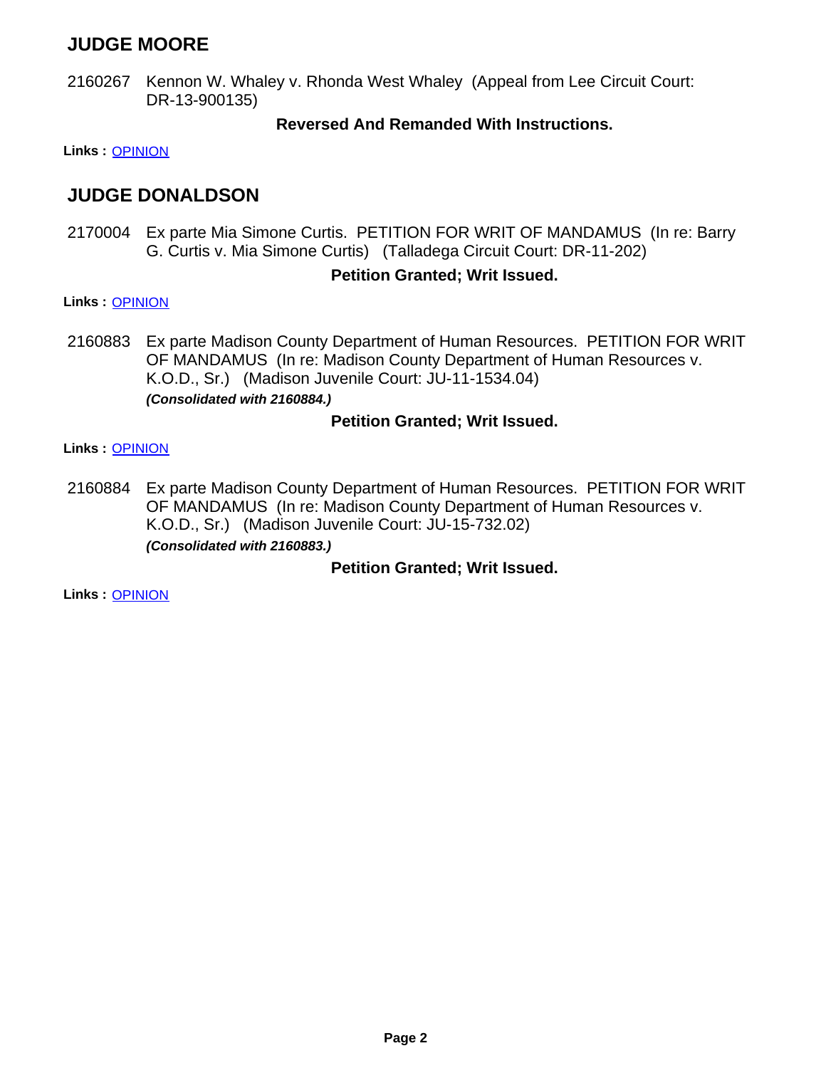## JUDGE MOORE

2160267 Kennon W. Whaley v. Rhonda West Whaley (Appeal from Lee Circuit Court: DR-13-900135)

**Reversed And Remanded With Instructions.**

**Links :** OPINION

## JUDGE DONALDSON

2170004 Ex parte Mia Simone Curtis. PETITION FOR WRIT OF MANDAMUS (In re: Barry G. Curtis v. Mia Simone Curtis) (Talladega Circuit Court: DR-11-202)

**Petition Granted; Writ Issued.**

**Links :** OPINION

2160883 Ex parte Madison County Department of Human Resources. PETITION FOR WRIT OF MANDAMUS (In re: Madison County Department of Human Resources v. K.O.D., Sr.) (Madison Juvenile Court: JU-11-1534.04)

***(Consolidated with 2160884.)***

**Petition Granted; Writ Issued.**

**Links :** OPINION

2160884 Ex parte Madison County Department of Human Resources. PETITION FOR WRIT OF MANDAMUS (In re: Madison County Department of Human Resources v. K.O.D., Sr.) (Madison Juvenile Court: JU-15-732.02)

***(Consolidated with 2160883.)***

**Petition Granted; Writ Issued.**

**Links :** OPINION